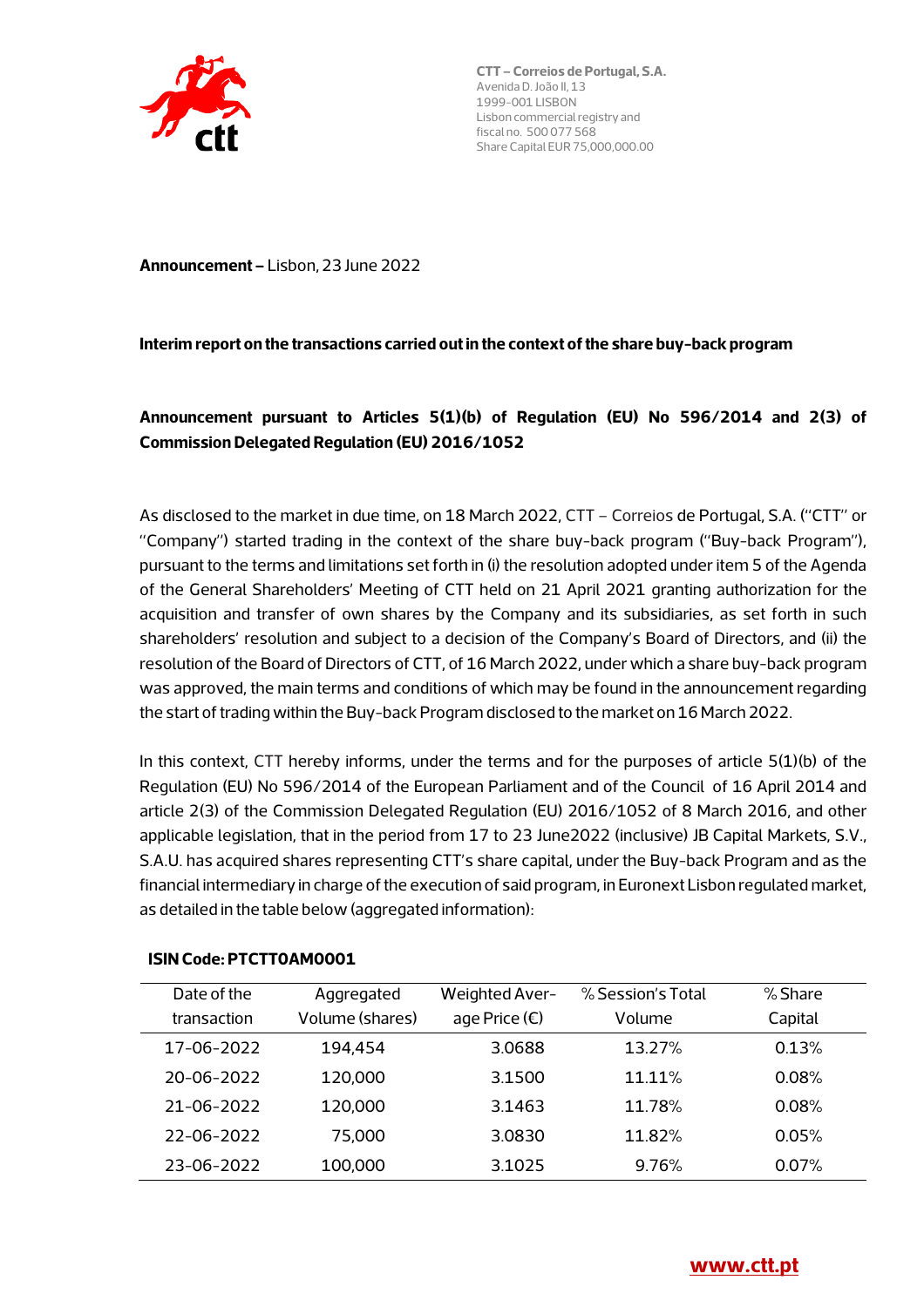CTT – Correios de Portugal, S.A.
Avenida D. João II, 13
1999-001 LISBON
Lisbon commercial registry and
fiscal no. 500 077 568
Share Capital EUR 75,000,000.00

**Announcement –** Lisbon, 23 June 2022

**Interim report on the transactions carried out in the context of the share buy-back program**

**Announcement pursuant to Articles 5(1)(b) of Regulation (EU) No 596/2014 and 2(3) of Commission Delegated Regulation (EU) 2016/1052**

As disclosed to the market in due time, on 18 March 2022, CTT – Correios de Portugal, S.A. ("CTT" or "Company") started trading in the context of the share buy-back program ("Buy-back Program"), pursuant to the terms and limitations set forth in (i) the resolution adopted under item 5 of the Agenda of the General Shareholders' Meeting of CTT held on 21 April 2021 granting authorization for the acquisition and transfer of own shares by the Company and its subsidiaries, as set forth in such shareholders' resolution and subject to a decision of the Company's Board of Directors, and (ii) the resolution of the Board of Directors of CTT, of 16 March 2022, under which a share buy-back program was approved, the main terms and conditions of which may be found in the announcement regarding the start of trading within the Buy-back Program disclosed to the market on 16 March 2022.

In this context, CTT hereby informs, under the terms and for the purposes of article 5(1)(b) of the Regulation (EU) No 596/2014 of the European Parliament and of the Council of 16 April 2014 and article 2(3) of the Commission Delegated Regulation (EU) 2016/1052 of 8 March 2016, and other applicable legislation, that in the period from 17 to 23 June2022 (inclusive) JB Capital Markets, S.V., S.A.U. has acquired shares representing CTT's share capital, under the Buy-back Program and as the financial intermediary in charge of the execution of said program, in Euronext Lisbon regulated market, as detailed in the table below (aggregated information):

**ISIN Code: PTCTT0AM0001**

| Date of the transaction | Aggregated Volume (shares) | Weighted Average Price (€) | % Session's Total Volume | % Share Capital |
|---|---|---|---|---|
| 17-06-2022 | 194,454 | 3.0688 | 13.27% | 0.13% |
| 20-06-2022 | 120,000 | 3.1500 | 11.11% | 0.08% |
| 21-06-2022 | 120,000 | 3.1463 | 11.78% | 0.08% |
| 22-06-2022 | 75,000 | 3.0830 | 11.82% | 0.05% |
| 23-06-2022 | 100,000 | 3.1025 | 9.76% | 0.07% |

www.ctt.pt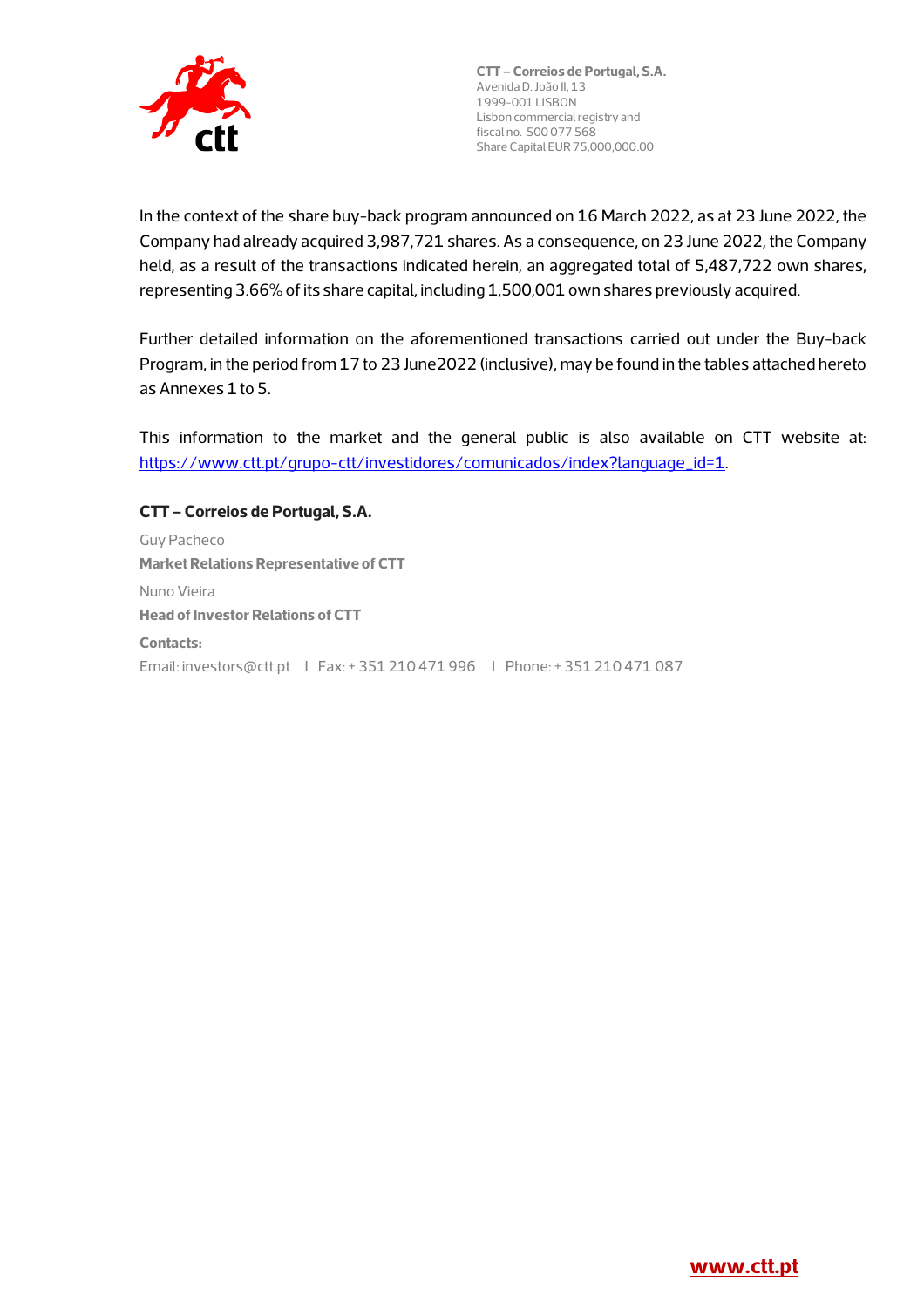**CTT – Correios de Portugal, S.A.**
Avenida D. João II, 13
1999-001 LISBON
Lisbon commercial registry and
fiscal no. 500 077 568
Share Capital EUR 75,000,000.00

In the context of the share buy-back program announced on 16 March 2022, as at 23 June 2022, the Company had already acquired 3,987,721 shares. As a consequence, on 23 June 2022, the Company held, as a result of the transactions indicated herein, an aggregated total of 5,487,722 own shares, representing 3.66% of its share capital, including 1,500,001 own shares previously acquired.

Further detailed information on the aforementioned transactions carried out under the Buy-back Program, in the period from 17 to 23 June2022 (inclusive), may be found in the tables attached hereto as Annexes 1 to 5.

This information to the market and the general public is also available on CTT website at: [https://www.ctt.pt/grupo-ctt/investidores/comunicados/index?language_id=1](https://www.ctt.pt/grupo-ctt/investidores/comunicados/index?language_id=1).

**CTT – Correios de Portugal, S.A.**

Guy Pacheco

**Market Relations Representative of CTT**

Nuno Vieira

**Head of Investor Relations of CTT**

**Contacts:**

Email: investors@ctt.pt I Fax: + 351 210 471 996 I Phone: + 351 210 471 087

www.ctt.pt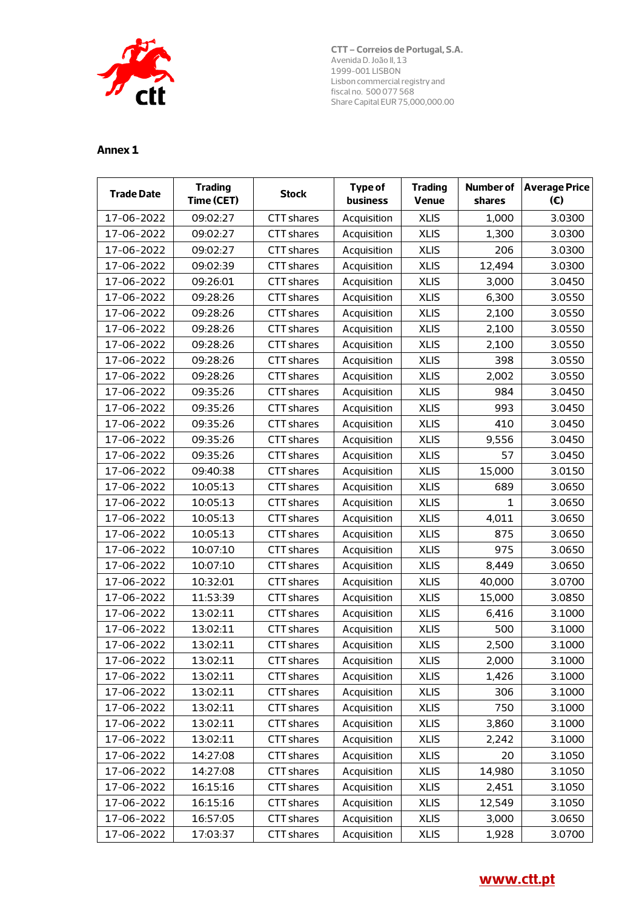CTT – Correios de Portugal, S.A.
Avenida D. João II, 13
1999-001 LISBON
Lisbon commercial registry and
fiscal no. 500 077 568
Share Capital EUR 75,000,000.00

## Annex 1

| Trade Date | Trading Time (CET) | Stock | Type of business | Trading Venue | Number of shares | Average Price (€) |
|---|---|---|---|---|---|---|
| 17-06-2022 | 09:02:27 | CTT shares | Acquisition | XLIS | 1,000 | 3.0300 |
| 17-06-2022 | 09:02:27 | CTT shares | Acquisition | XLIS | 1,300 | 3.0300 |
| 17-06-2022 | 09:02:27 | CTT shares | Acquisition | XLIS | 206 | 3.0300 |
| 17-06-2022 | 09:02:39 | CTT shares | Acquisition | XLIS | 12,494 | 3.0300 |
| 17-06-2022 | 09:26:01 | CTT shares | Acquisition | XLIS | 3,000 | 3.0450 |
| 17-06-2022 | 09:28:26 | CTT shares | Acquisition | XLIS | 6,300 | 3.0550 |
| 17-06-2022 | 09:28:26 | CTT shares | Acquisition | XLIS | 2,100 | 3.0550 |
| 17-06-2022 | 09:28:26 | CTT shares | Acquisition | XLIS | 2,100 | 3.0550 |
| 17-06-2022 | 09:28:26 | CTT shares | Acquisition | XLIS | 2,100 | 3.0550 |
| 17-06-2022 | 09:28:26 | CTT shares | Acquisition | XLIS | 398 | 3.0550 |
| 17-06-2022 | 09:28:26 | CTT shares | Acquisition | XLIS | 2,002 | 3.0550 |
| 17-06-2022 | 09:35:26 | CTT shares | Acquisition | XLIS | 984 | 3.0450 |
| 17-06-2022 | 09:35:26 | CTT shares | Acquisition | XLIS | 993 | 3.0450 |
| 17-06-2022 | 09:35:26 | CTT shares | Acquisition | XLIS | 410 | 3.0450 |
| 17-06-2022 | 09:35:26 | CTT shares | Acquisition | XLIS | 9,556 | 3.0450 |
| 17-06-2022 | 09:35:26 | CTT shares | Acquisition | XLIS | 57 | 3.0450 |
| 17-06-2022 | 09:40:38 | CTT shares | Acquisition | XLIS | 15,000 | 3.0150 |
| 17-06-2022 | 10:05:13 | CTT shares | Acquisition | XLIS | 689 | 3.0650 |
| 17-06-2022 | 10:05:13 | CTT shares | Acquisition | XLIS | 1 | 3.0650 |
| 17-06-2022 | 10:05:13 | CTT shares | Acquisition | XLIS | 4,011 | 3.0650 |
| 17-06-2022 | 10:05:13 | CTT shares | Acquisition | XLIS | 875 | 3.0650 |
| 17-06-2022 | 10:07:10 | CTT shares | Acquisition | XLIS | 975 | 3.0650 |
| 17-06-2022 | 10:07:10 | CTT shares | Acquisition | XLIS | 8,449 | 3.0650 |
| 17-06-2022 | 10:32:01 | CTT shares | Acquisition | XLIS | 40,000 | 3.0700 |
| 17-06-2022 | 11:53:39 | CTT shares | Acquisition | XLIS | 15,000 | 3.0850 |
| 17-06-2022 | 13:02:11 | CTT shares | Acquisition | XLIS | 6,416 | 3.1000 |
| 17-06-2022 | 13:02:11 | CTT shares | Acquisition | XLIS | 500 | 3.1000 |
| 17-06-2022 | 13:02:11 | CTT shares | Acquisition | XLIS | 2,500 | 3.1000 |
| 17-06-2022 | 13:02:11 | CTT shares | Acquisition | XLIS | 2,000 | 3.1000 |
| 17-06-2022 | 13:02:11 | CTT shares | Acquisition | XLIS | 1,426 | 3.1000 |
| 17-06-2022 | 13:02:11 | CTT shares | Acquisition | XLIS | 306 | 3.1000 |
| 17-06-2022 | 13:02:11 | CTT shares | Acquisition | XLIS | 750 | 3.1000 |
| 17-06-2022 | 13:02:11 | CTT shares | Acquisition | XLIS | 3,860 | 3.1000 |
| 17-06-2022 | 13:02:11 | CTT shares | Acquisition | XLIS | 2,242 | 3.1000 |
| 17-06-2022 | 14:27:08 | CTT shares | Acquisition | XLIS | 20 | 3.1050 |
| 17-06-2022 | 14:27:08 | CTT shares | Acquisition | XLIS | 14,980 | 3.1050 |
| 17-06-2022 | 16:15:16 | CTT shares | Acquisition | XLIS | 2,451 | 3.1050 |
| 17-06-2022 | 16:15:16 | CTT shares | Acquisition | XLIS | 12,549 | 3.1050 |
| 17-06-2022 | 16:57:05 | CTT shares | Acquisition | XLIS | 3,000 | 3.0650 |
| 17-06-2022 | 17:03:37 | CTT shares | Acquisition | XLIS | 1,928 | 3.0700 |

www.ctt.pt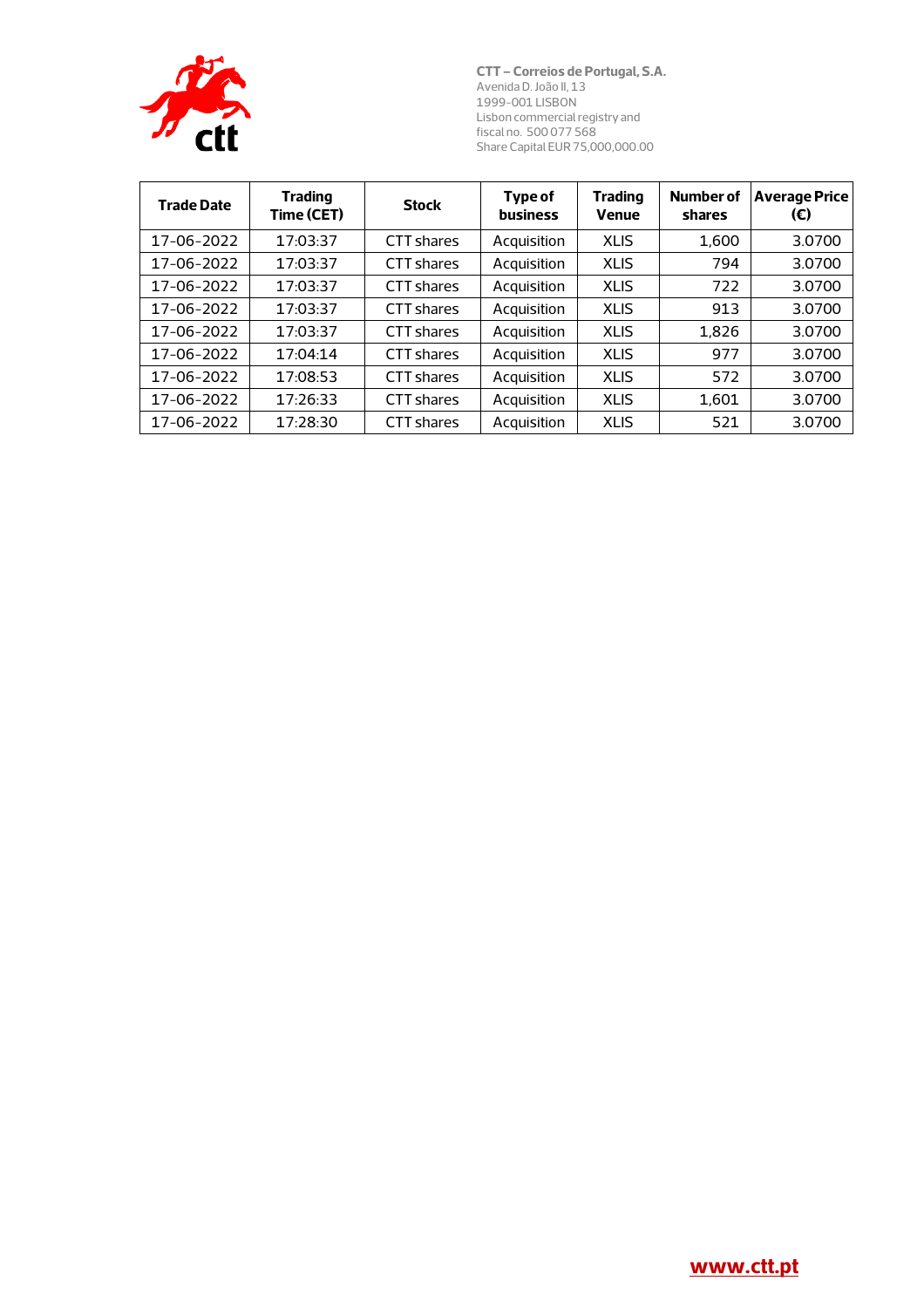| Trade Date | Trading Time (CET) | Stock | Type of business | Trading Venue | Number of shares | Average Price (€) |
|---|---|---|---|---|---|---|
| 17-06-2022 | 17:03:37 | CTT shares | Acquisition | XLIS | 1,600 | 3.0700 |
| 17-06-2022 | 17:03:37 | CTT shares | Acquisition | XLIS | 794 | 3.0700 |
| 17-06-2022 | 17:03:37 | CTT shares | Acquisition | XLIS | 722 | 3.0700 |
| 17-06-2022 | 17:03:37 | CTT shares | Acquisition | XLIS | 913 | 3.0700 |
| 17-06-2022 | 17:03:37 | CTT shares | Acquisition | XLIS | 1,826 | 3.0700 |
| 17-06-2022 | 17:04:14 | CTT shares | Acquisition | XLIS | 977 | 3.0700 |
| 17-06-2022 | 17:08:53 | CTT shares | Acquisition | XLIS | 572 | 3.0700 |
| 17-06-2022 | 17:26:33 | CTT shares | Acquisition | XLIS | 1,601 | 3.0700 |
| 17-06-2022 | 17:28:30 | CTT shares | Acquisition | XLIS | 521 | 3.0700 |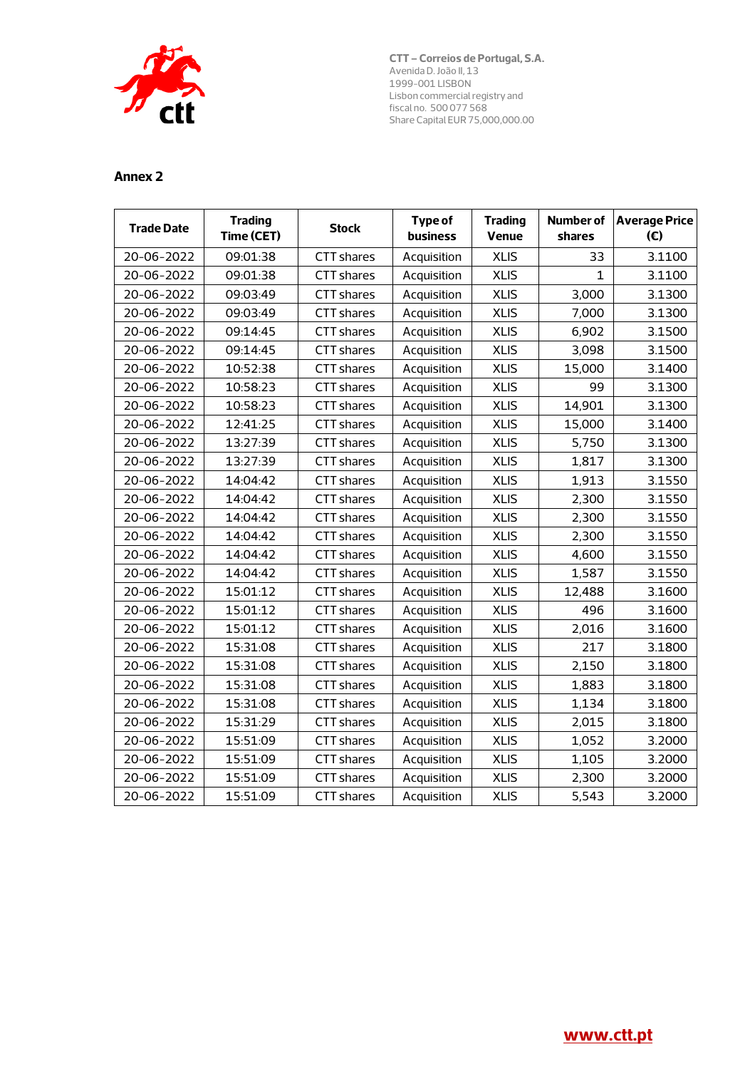CTT – Correios de Portugal, S.A.
Avenida D. João II, 13
1999-001 LISBON
Lisbon commercial registry and fiscal no. 500 077 568
Share Capital EUR 75,000,000.00

## Annex 2

| Trade Date | Trading Time (CET) | Stock | Type of business | Trading Venue | Number of shares | Average Price (€) |
|---|---|---|---|---|---|---|
| 20-06-2022 | 09:01:38 | CTT shares | Acquisition | XLIS | 33 | 3.1100 |
| 20-06-2022 | 09:01:38 | CTT shares | Acquisition | XLIS | 1 | 3.1100 |
| 20-06-2022 | 09:03:49 | CTT shares | Acquisition | XLIS | 3,000 | 3.1300 |
| 20-06-2022 | 09:03:49 | CTT shares | Acquisition | XLIS | 7,000 | 3.1300 |
| 20-06-2022 | 09:14:45 | CTT shares | Acquisition | XLIS | 6,902 | 3.1500 |
| 20-06-2022 | 09:14:45 | CTT shares | Acquisition | XLIS | 3,098 | 3.1500 |
| 20-06-2022 | 10:52:38 | CTT shares | Acquisition | XLIS | 15,000 | 3.1400 |
| 20-06-2022 | 10:58:23 | CTT shares | Acquisition | XLIS | 99 | 3.1300 |
| 20-06-2022 | 10:58:23 | CTT shares | Acquisition | XLIS | 14,901 | 3.1300 |
| 20-06-2022 | 12:41:25 | CTT shares | Acquisition | XLIS | 15,000 | 3.1400 |
| 20-06-2022 | 13:27:39 | CTT shares | Acquisition | XLIS | 5,750 | 3.1300 |
| 20-06-2022 | 13:27:39 | CTT shares | Acquisition | XLIS | 1,817 | 3.1300 |
| 20-06-2022 | 14:04:42 | CTT shares | Acquisition | XLIS | 1,913 | 3.1550 |
| 20-06-2022 | 14:04:42 | CTT shares | Acquisition | XLIS | 2,300 | 3.1550 |
| 20-06-2022 | 14:04:42 | CTT shares | Acquisition | XLIS | 2,300 | 3.1550 |
| 20-06-2022 | 14:04:42 | CTT shares | Acquisition | XLIS | 2,300 | 3.1550 |
| 20-06-2022 | 14:04:42 | CTT shares | Acquisition | XLIS | 4,600 | 3.1550 |
| 20-06-2022 | 14:04:42 | CTT shares | Acquisition | XLIS | 1,587 | 3.1550 |
| 20-06-2022 | 15:01:12 | CTT shares | Acquisition | XLIS | 12,488 | 3.1600 |
| 20-06-2022 | 15:01:12 | CTT shares | Acquisition | XLIS | 496 | 3.1600 |
| 20-06-2022 | 15:01:12 | CTT shares | Acquisition | XLIS | 2,016 | 3.1600 |
| 20-06-2022 | 15:31:08 | CTT shares | Acquisition | XLIS | 217 | 3.1800 |
| 20-06-2022 | 15:31:08 | CTT shares | Acquisition | XLIS | 2,150 | 3.1800 |
| 20-06-2022 | 15:31:08 | CTT shares | Acquisition | XLIS | 1,883 | 3.1800 |
| 20-06-2022 | 15:31:08 | CTT shares | Acquisition | XLIS | 1,134 | 3.1800 |
| 20-06-2022 | 15:31:29 | CTT shares | Acquisition | XLIS | 2,015 | 3.1800 |
| 20-06-2022 | 15:51:09 | CTT shares | Acquisition | XLIS | 1,052 | 3.2000 |
| 20-06-2022 | 15:51:09 | CTT shares | Acquisition | XLIS | 1,105 | 3.2000 |
| 20-06-2022 | 15:51:09 | CTT shares | Acquisition | XLIS | 2,300 | 3.2000 |
| 20-06-2022 | 15:51:09 | CTT shares | Acquisition | XLIS | 5,543 | 3.2000 |

www.ctt.pt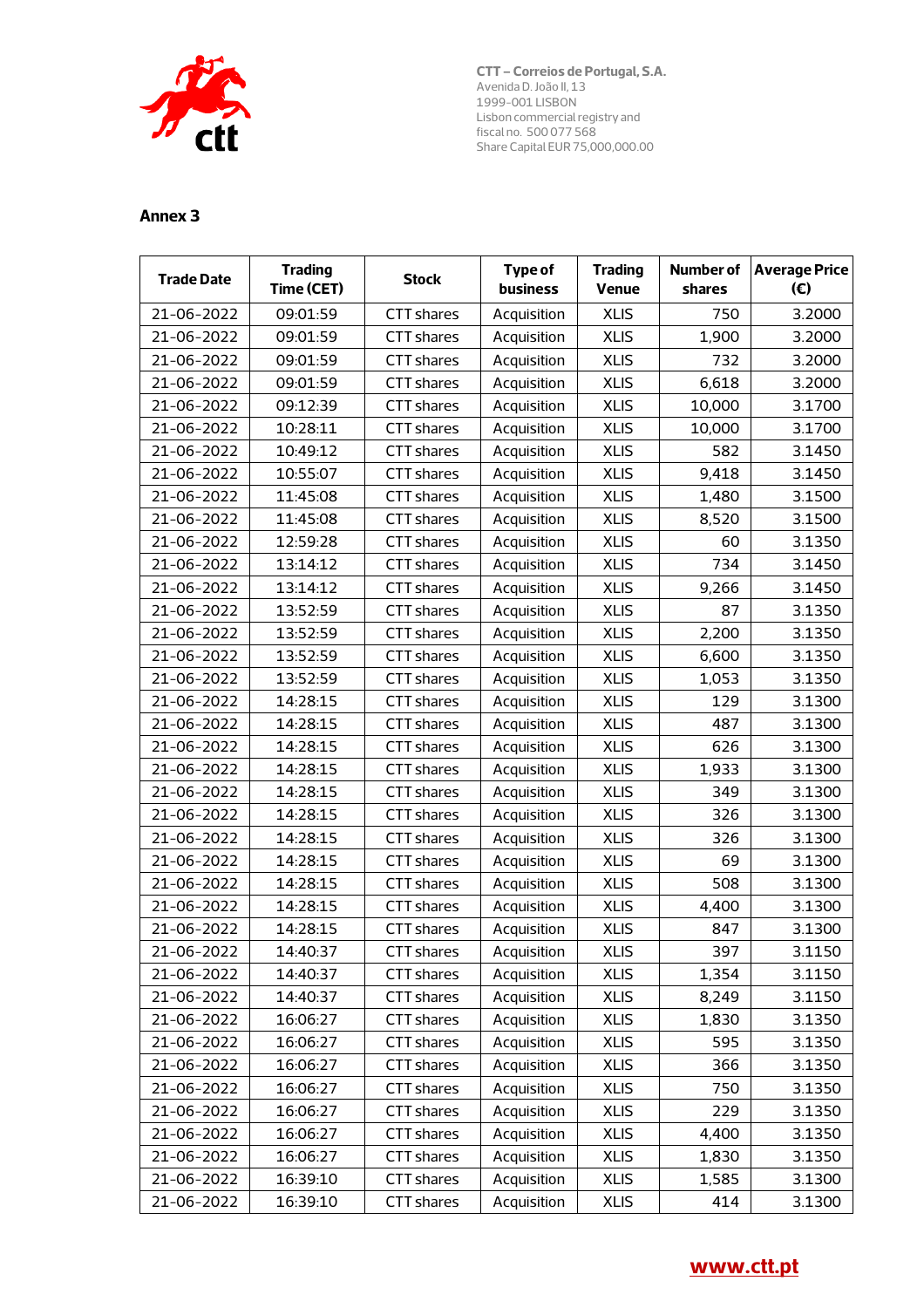CTT – Correios de Portugal, S.A.
Avenida D. João II, 13
1999-001 LISBON
Lisbon commercial registry and
fiscal no. 500 077 568
Share Capital EUR 75,000,000.00

## Annex 3

| Trade Date | Trading Time (CET) | Stock | Type of business | Trading Venue | Number of shares | Average Price (€) |
|---|---|---|---|---|---|---|
| 21-06-2022 | 09:01:59 | CTT shares | Acquisition | XLIS | 750 | 3.2000 |
| 21-06-2022 | 09:01:59 | CTT shares | Acquisition | XLIS | 1,900 | 3.2000 |
| 21-06-2022 | 09:01:59 | CTT shares | Acquisition | XLIS | 732 | 3.2000 |
| 21-06-2022 | 09:01:59 | CTT shares | Acquisition | XLIS | 6,618 | 3.2000 |
| 21-06-2022 | 09:12:39 | CTT shares | Acquisition | XLIS | 10,000 | 3.1700 |
| 21-06-2022 | 10:28:11 | CTT shares | Acquisition | XLIS | 10,000 | 3.1700 |
| 21-06-2022 | 10:49:12 | CTT shares | Acquisition | XLIS | 582 | 3.1450 |
| 21-06-2022 | 10:55:07 | CTT shares | Acquisition | XLIS | 9,418 | 3.1450 |
| 21-06-2022 | 11:45:08 | CTT shares | Acquisition | XLIS | 1,480 | 3.1500 |
| 21-06-2022 | 11:45:08 | CTT shares | Acquisition | XLIS | 8,520 | 3.1500 |
| 21-06-2022 | 12:59:28 | CTT shares | Acquisition | XLIS | 60 | 3.1350 |
| 21-06-2022 | 13:14:12 | CTT shares | Acquisition | XLIS | 734 | 3.1450 |
| 21-06-2022 | 13:14:12 | CTT shares | Acquisition | XLIS | 9,266 | 3.1450 |
| 21-06-2022 | 13:52:59 | CTT shares | Acquisition | XLIS | 87 | 3.1350 |
| 21-06-2022 | 13:52:59 | CTT shares | Acquisition | XLIS | 2,200 | 3.1350 |
| 21-06-2022 | 13:52:59 | CTT shares | Acquisition | XLIS | 6,600 | 3.1350 |
| 21-06-2022 | 13:52:59 | CTT shares | Acquisition | XLIS | 1,053 | 3.1350 |
| 21-06-2022 | 14:28:15 | CTT shares | Acquisition | XLIS | 129 | 3.1300 |
| 21-06-2022 | 14:28:15 | CTT shares | Acquisition | XLIS | 487 | 3.1300 |
| 21-06-2022 | 14:28:15 | CTT shares | Acquisition | XLIS | 626 | 3.1300 |
| 21-06-2022 | 14:28:15 | CTT shares | Acquisition | XLIS | 1,933 | 3.1300 |
| 21-06-2022 | 14:28:15 | CTT shares | Acquisition | XLIS | 349 | 3.1300 |
| 21-06-2022 | 14:28:15 | CTT shares | Acquisition | XLIS | 326 | 3.1300 |
| 21-06-2022 | 14:28:15 | CTT shares | Acquisition | XLIS | 326 | 3.1300 |
| 21-06-2022 | 14:28:15 | CTT shares | Acquisition | XLIS | 69 | 3.1300 |
| 21-06-2022 | 14:28:15 | CTT shares | Acquisition | XLIS | 508 | 3.1300 |
| 21-06-2022 | 14:28:15 | CTT shares | Acquisition | XLIS | 4,400 | 3.1300 |
| 21-06-2022 | 14:28:15 | CTT shares | Acquisition | XLIS | 847 | 3.1300 |
| 21-06-2022 | 14:40:37 | CTT shares | Acquisition | XLIS | 397 | 3.1150 |
| 21-06-2022 | 14:40:37 | CTT shares | Acquisition | XLIS | 1,354 | 3.1150 |
| 21-06-2022 | 14:40:37 | CTT shares | Acquisition | XLIS | 8,249 | 3.1150 |
| 21-06-2022 | 16:06:27 | CTT shares | Acquisition | XLIS | 1,830 | 3.1350 |
| 21-06-2022 | 16:06:27 | CTT shares | Acquisition | XLIS | 595 | 3.1350 |
| 21-06-2022 | 16:06:27 | CTT shares | Acquisition | XLIS | 366 | 3.1350 |
| 21-06-2022 | 16:06:27 | CTT shares | Acquisition | XLIS | 750 | 3.1350 |
| 21-06-2022 | 16:06:27 | CTT shares | Acquisition | XLIS | 229 | 3.1350 |
| 21-06-2022 | 16:06:27 | CTT shares | Acquisition | XLIS | 4,400 | 3.1350 |
| 21-06-2022 | 16:06:27 | CTT shares | Acquisition | XLIS | 1,830 | 3.1350 |
| 21-06-2022 | 16:39:10 | CTT shares | Acquisition | XLIS | 1,585 | 3.1300 |
| 21-06-2022 | 16:39:10 | CTT shares | Acquisition | XLIS | 414 | 3.1300 |

www.ctt.pt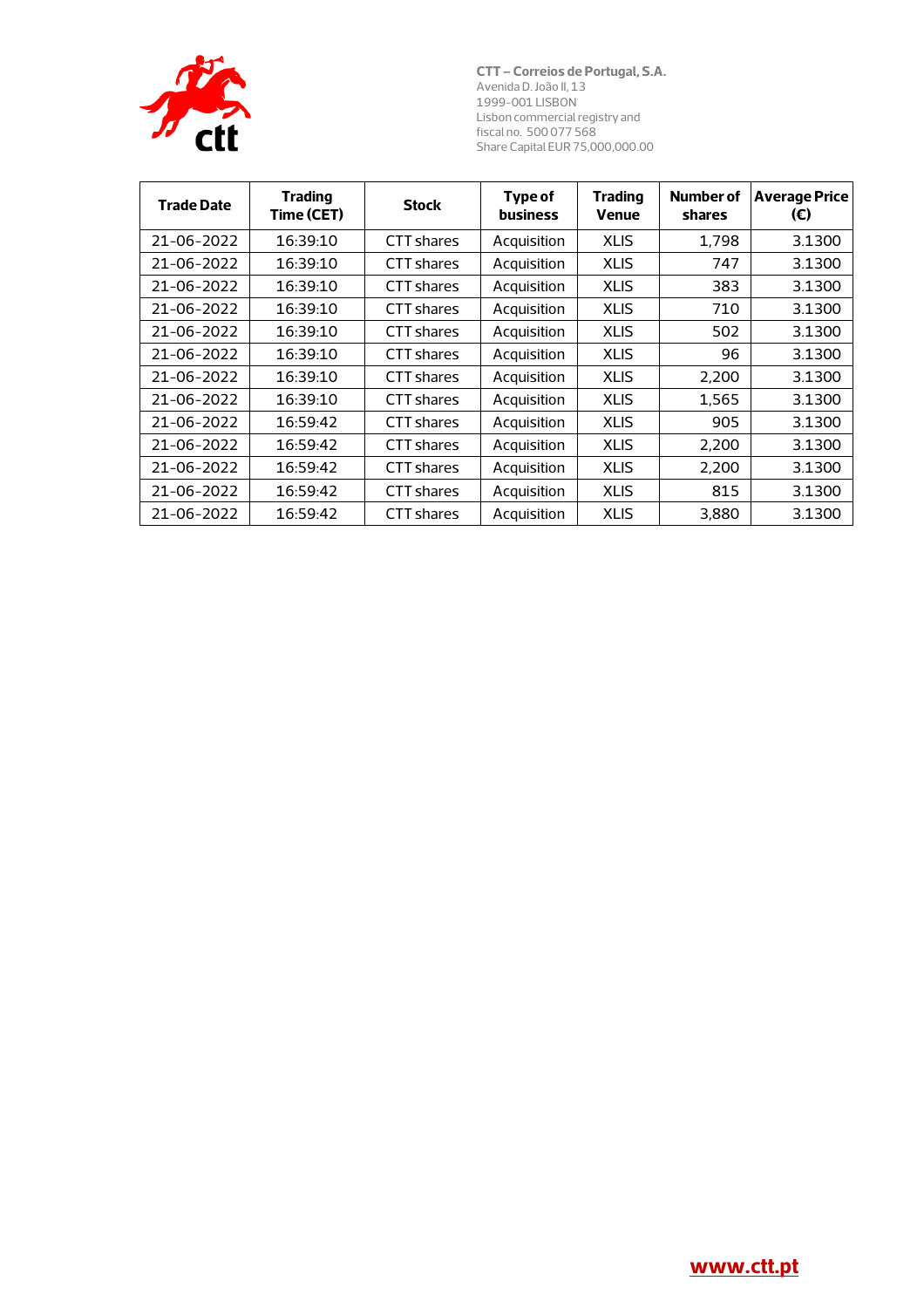| Trade Date | Trading Time (CET) | Stock | Type of business | Trading Venue | Number of shares | Average Price (€) |
|---|---|---|---|---|---|---|
| 21-06-2022 | 16:39:10 | CTT shares | Acquisition | XLIS | 1,798 | 3.1300 |
| 21-06-2022 | 16:39:10 | CTT shares | Acquisition | XLIS | 747 | 3.1300 |
| 21-06-2022 | 16:39:10 | CTT shares | Acquisition | XLIS | 383 | 3.1300 |
| 21-06-2022 | 16:39:10 | CTT shares | Acquisition | XLIS | 710 | 3.1300 |
| 21-06-2022 | 16:39:10 | CTT shares | Acquisition | XLIS | 502 | 3.1300 |
| 21-06-2022 | 16:39:10 | CTT shares | Acquisition | XLIS | 96 | 3.1300 |
| 21-06-2022 | 16:39:10 | CTT shares | Acquisition | XLIS | 2,200 | 3.1300 |
| 21-06-2022 | 16:39:10 | CTT shares | Acquisition | XLIS | 1,565 | 3.1300 |
| 21-06-2022 | 16:59:42 | CTT shares | Acquisition | XLIS | 905 | 3.1300 |
| 21-06-2022 | 16:59:42 | CTT shares | Acquisition | XLIS | 2,200 | 3.1300 |
| 21-06-2022 | 16:59:42 | CTT shares | Acquisition | XLIS | 2,200 | 3.1300 |
| 21-06-2022 | 16:59:42 | CTT shares | Acquisition | XLIS | 815 | 3.1300 |
| 21-06-2022 | 16:59:42 | CTT shares | Acquisition | XLIS | 3,880 | 3.1300 |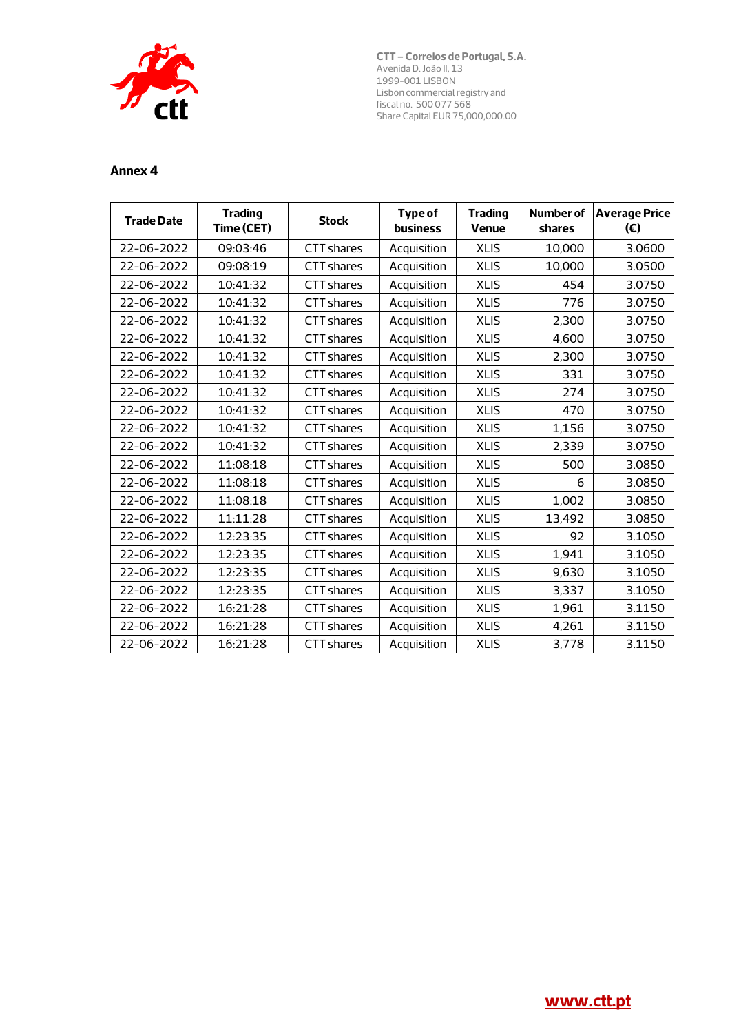CTT – Correios de Portugal, S.A.
Avenida D. João II, 13
1999-001 LISBON
Lisbon commercial registry and fiscal no. 500 077 568
Share Capital EUR 75,000,000.00

## Annex 4

| Trade Date | Trading Time (CET) | Stock | Type of business | Trading Venue | Number of shares | Average Price (€) |
|---|---|---|---|---|---|---|
| 22-06-2022 | 09:03:46 | CTT shares | Acquisition | XLIS | 10,000 | 3.0600 |
| 22-06-2022 | 09:08:19 | CTT shares | Acquisition | XLIS | 10,000 | 3.0500 |
| 22-06-2022 | 10:41:32 | CTT shares | Acquisition | XLIS | 454 | 3.0750 |
| 22-06-2022 | 10:41:32 | CTT shares | Acquisition | XLIS | 776 | 3.0750 |
| 22-06-2022 | 10:41:32 | CTT shares | Acquisition | XLIS | 2,300 | 3.0750 |
| 22-06-2022 | 10:41:32 | CTT shares | Acquisition | XLIS | 4,600 | 3.0750 |
| 22-06-2022 | 10:41:32 | CTT shares | Acquisition | XLIS | 2,300 | 3.0750 |
| 22-06-2022 | 10:41:32 | CTT shares | Acquisition | XLIS | 331 | 3.0750 |
| 22-06-2022 | 10:41:32 | CTT shares | Acquisition | XLIS | 274 | 3.0750 |
| 22-06-2022 | 10:41:32 | CTT shares | Acquisition | XLIS | 470 | 3.0750 |
| 22-06-2022 | 10:41:32 | CTT shares | Acquisition | XLIS | 1,156 | 3.0750 |
| 22-06-2022 | 10:41:32 | CTT shares | Acquisition | XLIS | 2,339 | 3.0750 |
| 22-06-2022 | 11:08:18 | CTT shares | Acquisition | XLIS | 500 | 3.0850 |
| 22-06-2022 | 11:08:18 | CTT shares | Acquisition | XLIS | 6 | 3.0850 |
| 22-06-2022 | 11:08:18 | CTT shares | Acquisition | XLIS | 1,002 | 3.0850 |
| 22-06-2022 | 11:11:28 | CTT shares | Acquisition | XLIS | 13,492 | 3.0850 |
| 22-06-2022 | 12:23:35 | CTT shares | Acquisition | XLIS | 92 | 3.1050 |
| 22-06-2022 | 12:23:35 | CTT shares | Acquisition | XLIS | 1,941 | 3.1050 |
| 22-06-2022 | 12:23:35 | CTT shares | Acquisition | XLIS | 9,630 | 3.1050 |
| 22-06-2022 | 12:23:35 | CTT shares | Acquisition | XLIS | 3,337 | 3.1050 |
| 22-06-2022 | 16:21:28 | CTT shares | Acquisition | XLIS | 1,961 | 3.1150 |
| 22-06-2022 | 16:21:28 | CTT shares | Acquisition | XLIS | 4,261 | 3.1150 |
| 22-06-2022 | 16:21:28 | CTT shares | Acquisition | XLIS | 3,778 | 3.1150 |

www.ctt.pt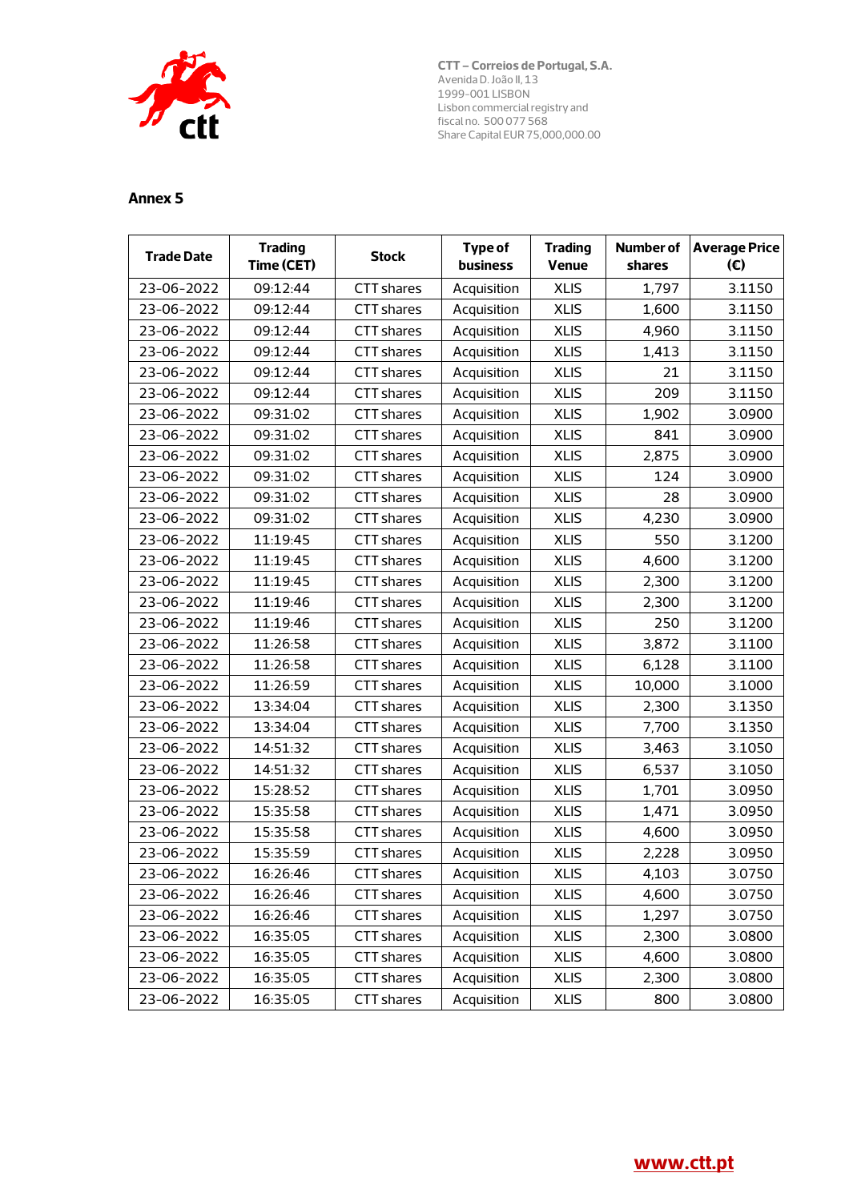CTT – Correios de Portugal, S.A.
Avenida D. João II, 13
1999-001 LISBON
Lisbon commercial registry and fiscal no. 500 077 568
Share Capital EUR 75,000,000.00

**Annex 5**

| Trade Date | Trading Time (CET) | Stock | Type of business | Trading Venue | Number of shares | Average Price (€) |
|---|---|---|---|---|---|---|
| 23-06-2022 | 09:12:44 | CTT shares | Acquisition | XLIS | 1,797 | 3.1150 |
| 23-06-2022 | 09:12:44 | CTT shares | Acquisition | XLIS | 1,600 | 3.1150 |
| 23-06-2022 | 09:12:44 | CTT shares | Acquisition | XLIS | 4,960 | 3.1150 |
| 23-06-2022 | 09:12:44 | CTT shares | Acquisition | XLIS | 1,413 | 3.1150 |
| 23-06-2022 | 09:12:44 | CTT shares | Acquisition | XLIS | 21 | 3.1150 |
| 23-06-2022 | 09:12:44 | CTT shares | Acquisition | XLIS | 209 | 3.1150 |
| 23-06-2022 | 09:31:02 | CTT shares | Acquisition | XLIS | 1,902 | 3.0900 |
| 23-06-2022 | 09:31:02 | CTT shares | Acquisition | XLIS | 841 | 3.0900 |
| 23-06-2022 | 09:31:02 | CTT shares | Acquisition | XLIS | 2,875 | 3.0900 |
| 23-06-2022 | 09:31:02 | CTT shares | Acquisition | XLIS | 124 | 3.0900 |
| 23-06-2022 | 09:31:02 | CTT shares | Acquisition | XLIS | 28 | 3.0900 |
| 23-06-2022 | 09:31:02 | CTT shares | Acquisition | XLIS | 4,230 | 3.0900 |
| 23-06-2022 | 11:19:45 | CTT shares | Acquisition | XLIS | 550 | 3.1200 |
| 23-06-2022 | 11:19:45 | CTT shares | Acquisition | XLIS | 4,600 | 3.1200 |
| 23-06-2022 | 11:19:45 | CTT shares | Acquisition | XLIS | 2,300 | 3.1200 |
| 23-06-2022 | 11:19:46 | CTT shares | Acquisition | XLIS | 2,300 | 3.1200 |
| 23-06-2022 | 11:19:46 | CTT shares | Acquisition | XLIS | 250 | 3.1200 |
| 23-06-2022 | 11:26:58 | CTT shares | Acquisition | XLIS | 3,872 | 3.1100 |
| 23-06-2022 | 11:26:58 | CTT shares | Acquisition | XLIS | 6,128 | 3.1100 |
| 23-06-2022 | 11:26:59 | CTT shares | Acquisition | XLIS | 10,000 | 3.1000 |
| 23-06-2022 | 13:34:04 | CTT shares | Acquisition | XLIS | 2,300 | 3.1350 |
| 23-06-2022 | 13:34:04 | CTT shares | Acquisition | XLIS | 7,700 | 3.1350 |
| 23-06-2022 | 14:51:32 | CTT shares | Acquisition | XLIS | 3,463 | 3.1050 |
| 23-06-2022 | 14:51:32 | CTT shares | Acquisition | XLIS | 6,537 | 3.1050 |
| 23-06-2022 | 15:28:52 | CTT shares | Acquisition | XLIS | 1,701 | 3.0950 |
| 23-06-2022 | 15:35:58 | CTT shares | Acquisition | XLIS | 1,471 | 3.0950 |
| 23-06-2022 | 15:35:58 | CTT shares | Acquisition | XLIS | 4,600 | 3.0950 |
| 23-06-2022 | 15:35:59 | CTT shares | Acquisition | XLIS | 2,228 | 3.0950 |
| 23-06-2022 | 16:26:46 | CTT shares | Acquisition | XLIS | 4,103 | 3.0750 |
| 23-06-2022 | 16:26:46 | CTT shares | Acquisition | XLIS | 4,600 | 3.0750 |
| 23-06-2022 | 16:26:46 | CTT shares | Acquisition | XLIS | 1,297 | 3.0750 |
| 23-06-2022 | 16:35:05 | CTT shares | Acquisition | XLIS | 2,300 | 3.0800 |
| 23-06-2022 | 16:35:05 | CTT shares | Acquisition | XLIS | 4,600 | 3.0800 |
| 23-06-2022 | 16:35:05 | CTT shares | Acquisition | XLIS | 2,300 | 3.0800 |
| 23-06-2022 | 16:35:05 | CTT shares | Acquisition | XLIS | 800 | 3.0800 |

www.ctt.pt